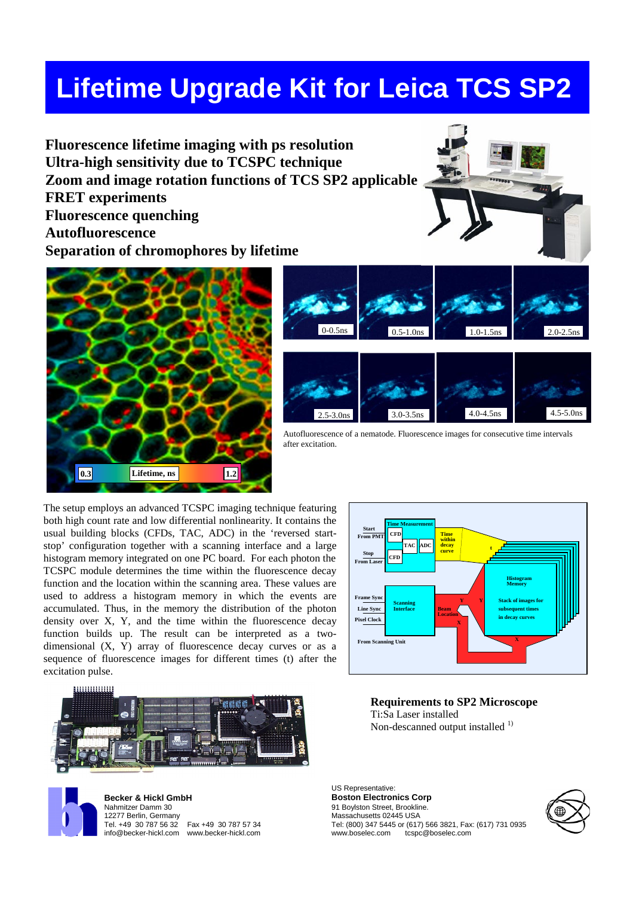# Lifetime Upgrade Kit for Leica TCS SP2

**Fluorescence lifetime imaging with ps resolution**
**Ultra-high sensitivity due to TCSPC technique**
**Zoom and image rotation functions of TCS SP2 applicable**
**FRET experiments**
**Fluorescence quenching**
**Autofluorescence**
**Separation of chromophores by lifetime**

Autofluorescence of a nematode. Fluorescence images for consecutive time intervals after excitation.

The setup employs an advanced TCSPC imaging technique featuring both high count rate and low differential nonlinearity. It contains the usual building blocks (CFDs, TAC, ADC) in the 'reversed start-stop' configuration together with a scanning interface and a large histogram memory integrated on one PC board. For each photon the TCSPC module determines the time within the fluorescence decay function and the location within the scanning area. These values are used to address a histogram memory in which the events are accumulated. Thus, in the memory the distribution of the photon density over X, Y, and the time within the fluorescence decay function builds up. The result can be interpreted as a two-dimensional (X, Y) array of fluorescence decay curves or as a sequence of fluorescence images for different times (t) after the excitation pulse.

### Requirements to SP2 Microscope

Ti:Sa Laser installed
Non-descanned output installed [1)]

**Becker & Hickl GmbH**
Nahmitzer Damm 30
12277 Berlin, Germany
Tel. +49 30 787 56 32 Fax +49 30 787 57 34
info@becker-hickl.com www.becker-hickl.com

US Representative:
**Boston Electronics Corp**
91 Boylston Street, Brookline.
Massachusetts 02445 USA
Tel: (800) 347 5445 or (617) 566 3821, Fax: (617) 731 0935
www.boselec.com tcspc@boselec.com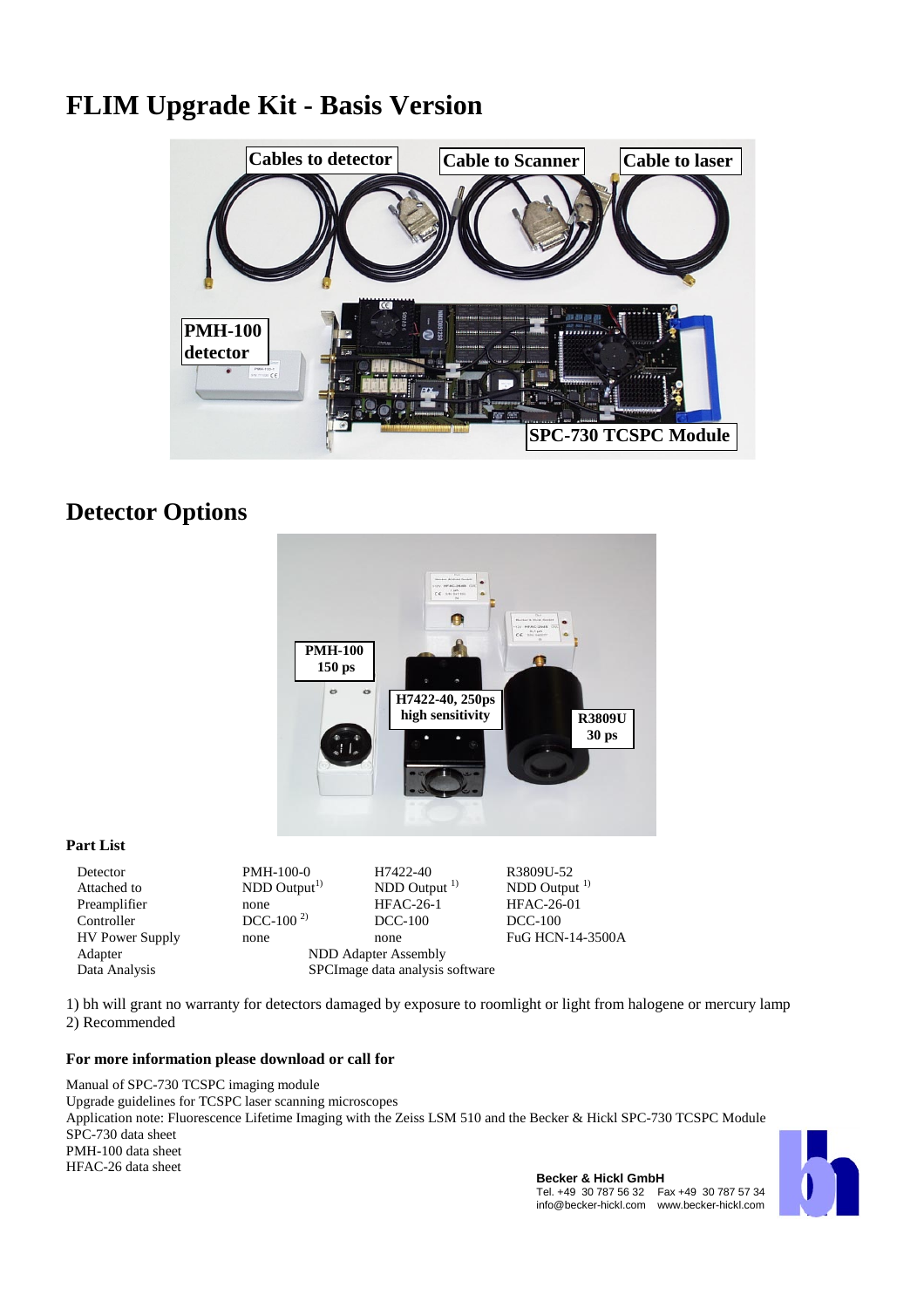# FLIM Upgrade Kit - Basis Version

Cables to detector

Cable to Scanner

Cable to laser

PMH-100 detector

SPC-730 TCSPC Module

# Detector Options

PMH-100 150 ps

H7422-40, 250ps high sensitivity

R3809U 30 ps

**Part List**

| | | | |
|---|---|---|---|
| Detector | PMH-100-0 | H7422-40 | R3809U-52 |
| Attached to | NDD Output[1)] | NDD Output [1)] | NDD Output [1)] |
| Preamplifier | none | HFAC-26-1 | HFAC-26-01 |
| Controller | DCC-100 [2)] | DCC-100 | DCC-100 |
| HV Power Supply | none | none | FuG HCN-14-3500A |
| Adapter | NDD Adapter Assembly | | |
| Data Analysis | SPCImage data analysis software | | |

1) bh will grant no warranty for detectors damaged by exposure to roomlight or light from halogene or mercury lamp
2) Recommended

**For more information please download or call for**

Manual of SPC-730 TCSPC imaging module
Upgrade guidelines for TCSPC laser scanning microscopes
Application note: Fluorescence Lifetime Imaging with the Zeiss LSM 510 and the Becker & Hickl SPC-730 TCSPC Module
SPC-730 data sheet
PMH-100 data sheet
HFAC-26 data sheet

**Becker & Hickl GmbH**
Tel. +49 30 787 56 32 Fax +49 30 787 57 34
info@becker-hickl.com www.becker-hickl.com